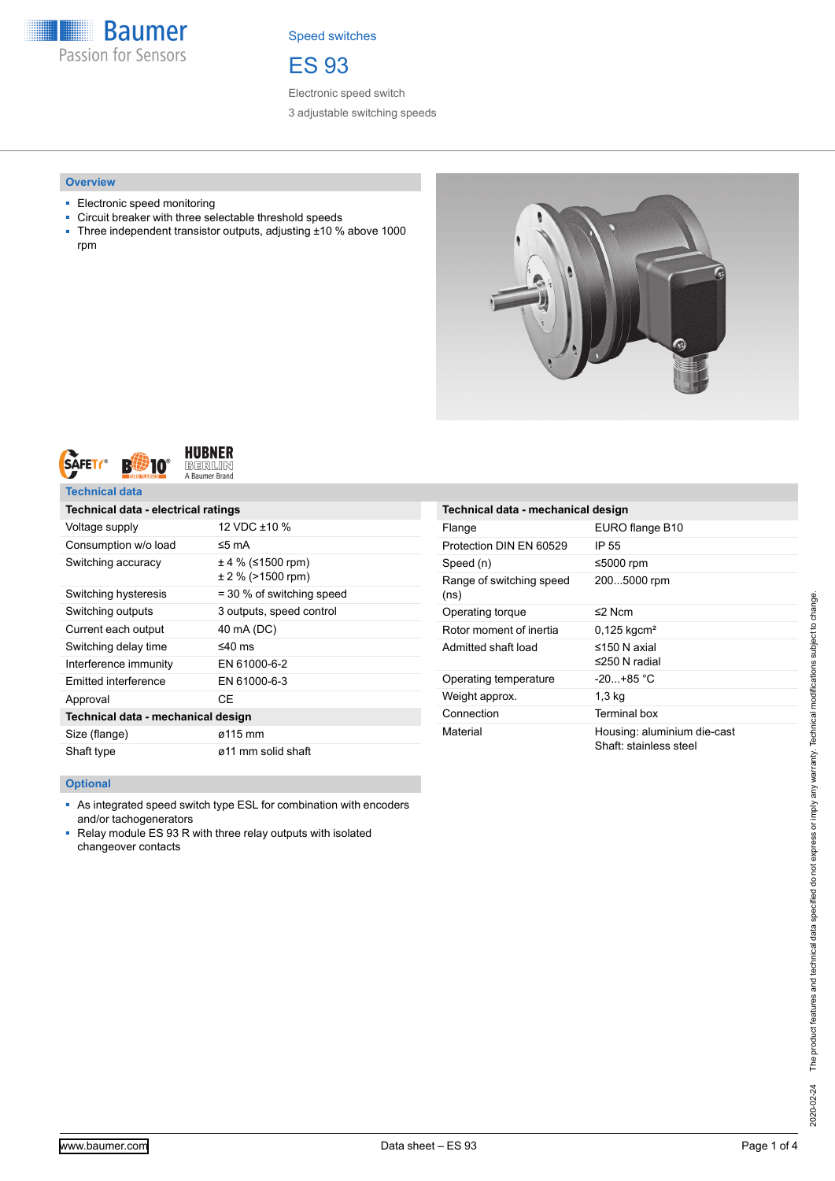Baumer
Passion for Sensors

Speed switches

# ES 93

Electronic speed switch

3 adjustable switching speeds

## Overview

- Electronic speed monitoring
- Circuit breaker with three selectable threshold speeds
- Three independent transistor outputs, adjusting ±10 % above 1000 rpm

## Technical data

| Technical data - electrical ratings | |
|---|---|
| Voltage supply | 12 VDC ±10 % |
| Consumption w/o load | ≤5 mA |
| Switching accuracy | ± 4 % (≤1500 rpm)<br>± 2 % (>1500 rpm) |
| Switching hysteresis | = 30 % of switching speed |
| Switching outputs | 3 outputs, speed control |
| Current each output | 40 mA (DC) |
| Switching delay time | ≤40 ms |
| Interference immunity | EN 61000-6-2 |
| Emitted interference | EN 61000-6-3 |
| Approval | CE |

| Technical data - mechanical design | |
|---|---|
| Size (flange) | ø115 mm |
| Shaft type | ø11 mm solid shaft |

| Technical data - mechanical design | |
|---|---|
| Flange | EURO flange B10 |
| Protection DIN EN 60529 | IP 55 |
| Speed (n) | ≤5000 rpm |
| Range of switching speed (ns) | 200...5000 rpm |
| Operating torque | ≤2 Ncm |
| Rotor moment of inertia | 0,125 kgcm² |
| Admitted shaft load | ≤150 N axial<br>≤250 N radial |
| Operating temperature | -20...+85 °C |
| Weight approx. | 1,3 kg |
| Connection | Terminal box |
| Material | Housing: aluminium die-cast<br>Shaft: stainless steel |

## Optional

- As integrated speed switch type ESL for combination with encoders and/or tachogenerators
- Relay module ES 93 R with three relay outputs with isolated changeover contacts

The product features and technical data specified do not express or imply any warranty. Technical modifications subject to change.

2020-02-24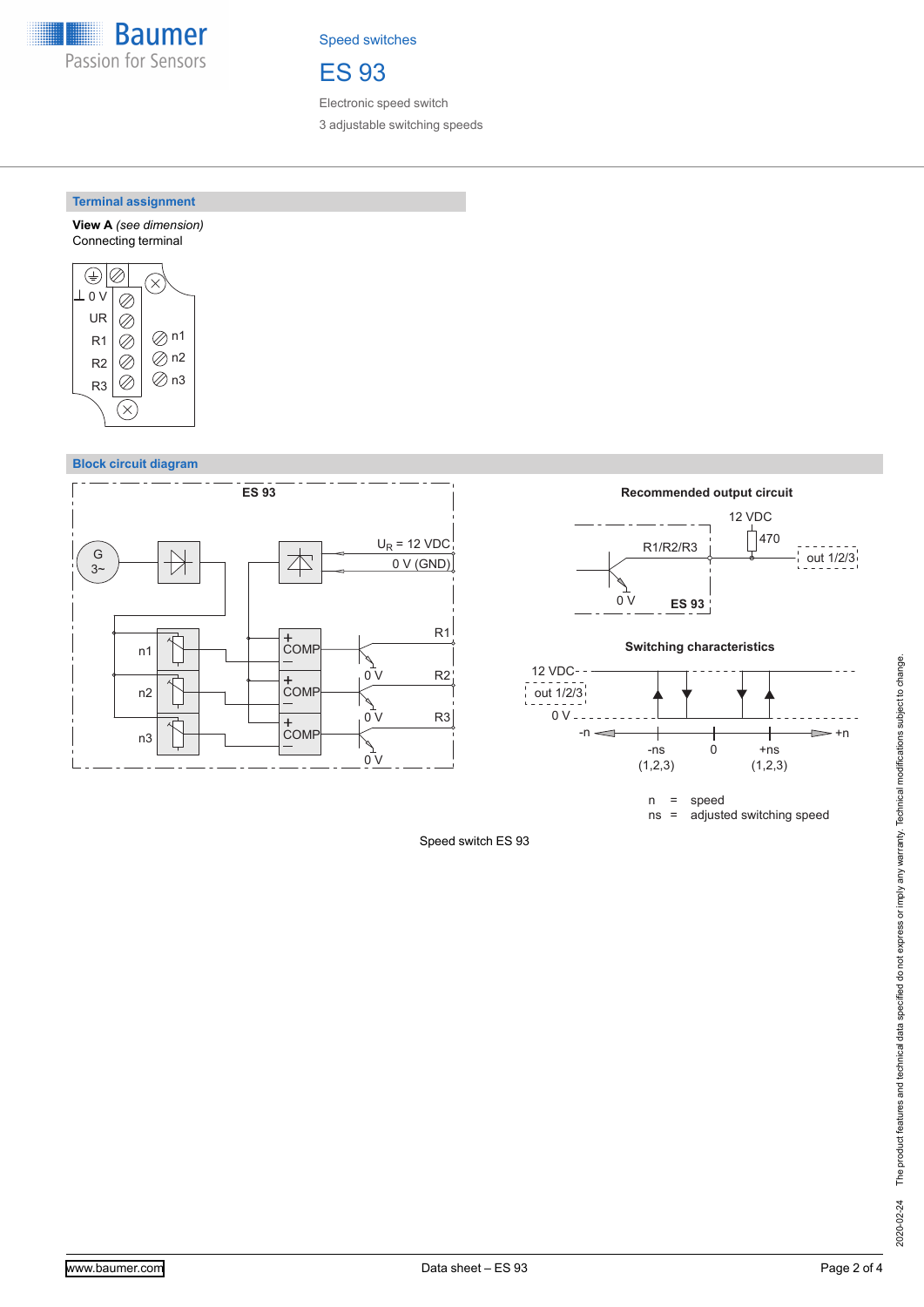## Terminal assignment

**View A** *(see dimension)*
Connecting terminal

0 V
UR
R1
R2
R3
n1
n2
n3

## Block circuit diagram

ES 93
G
3~
$U_R$ = 12 VDC
0 V (GND)
n1
n2
n3
COMP
COMP
COMP
R1
R2
R3
0 V
0 V
0 V

**Recommended output circuit**

12 VDC
470
R1/R2/R3
out 1/2/3
0 V
ES 93

**Switching characteristics**

12 VDC
out 1/2/3
0 V
-n
+n
-ns
(1,2,3)
0
+ns
(1,2,3)

n = speed
ns = adjusted switching speed

Speed switch ES 93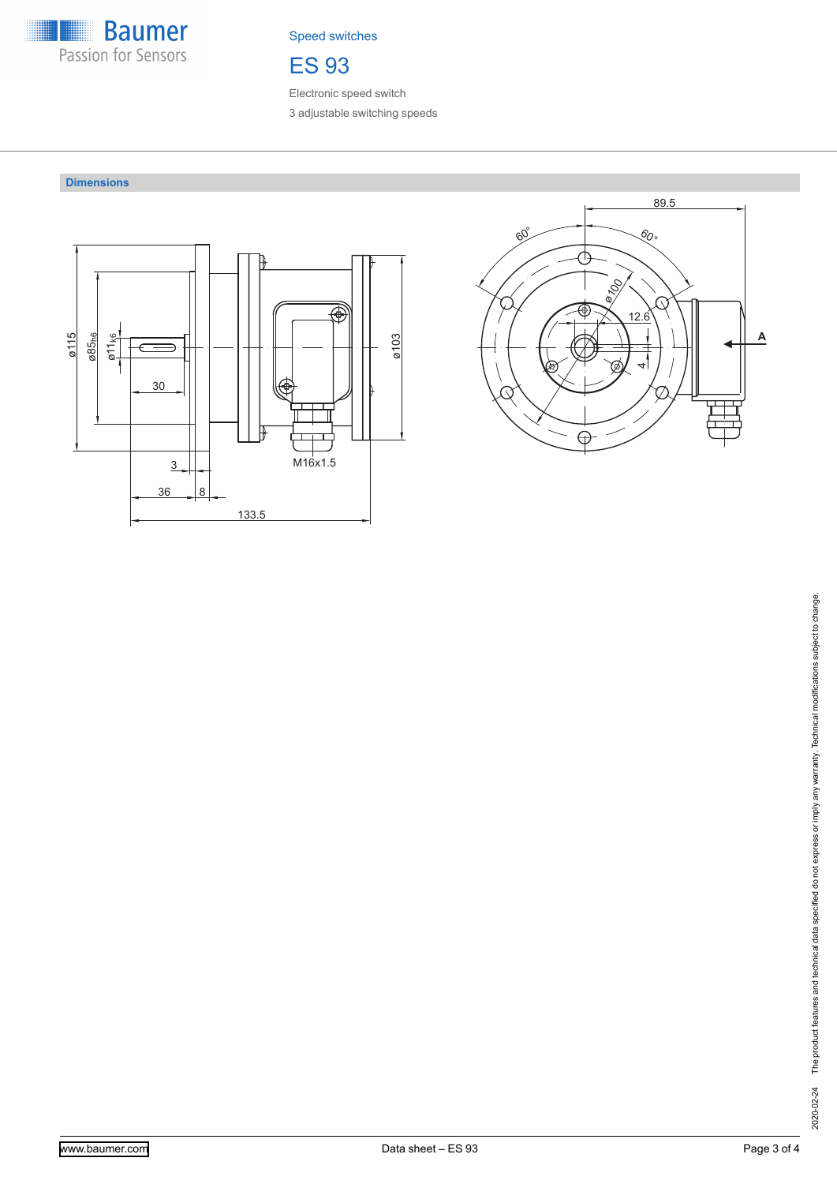## Dimensions

ø115
ø85h6
ø11k6
30
3
36
8
133.5
M16x1.5
ø103

89.5
60°
60°
ø100
12.6
4
A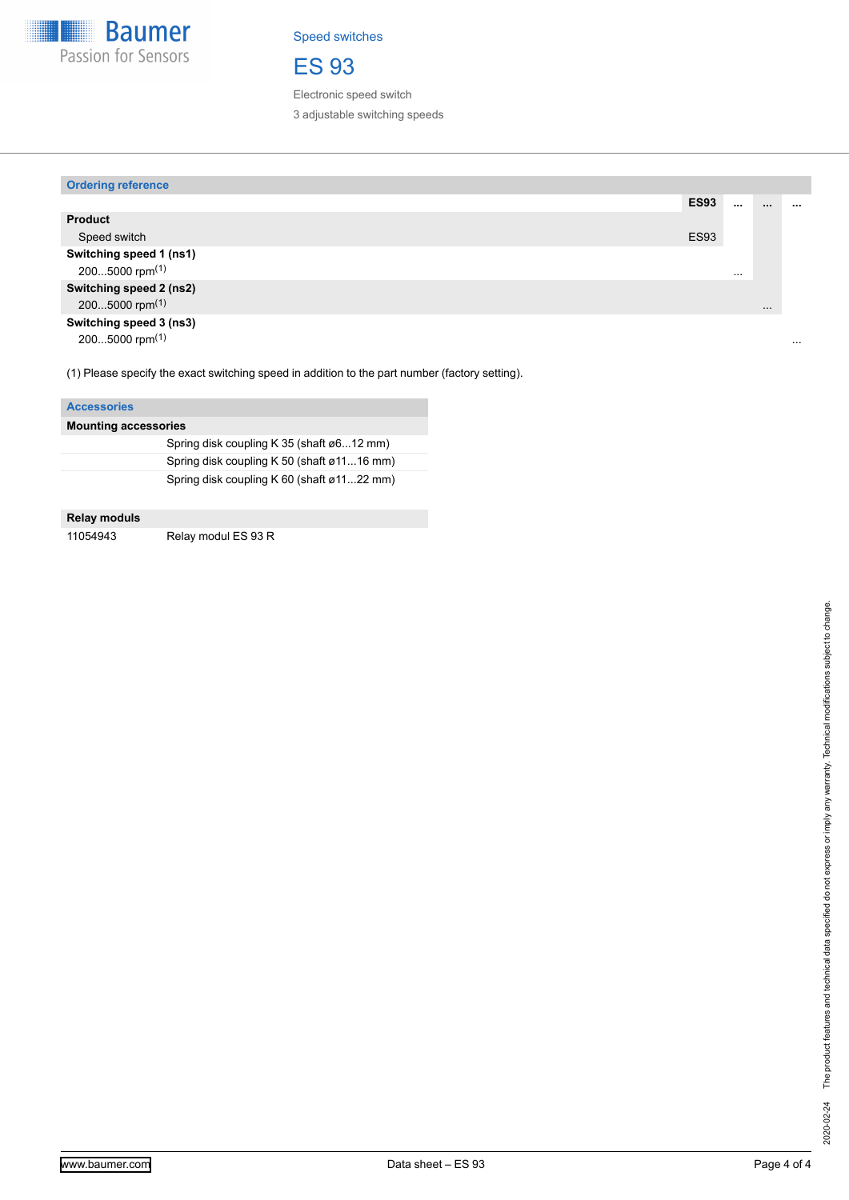## Ordering reference

| | ES93 | ... | ... | ... |
|---|---|---|---|---|
| **Product** | | | | |
| Speed switch | ES93 | | | |
| **Switching speed 1 (ns1)** | | | | |
| 200...5000 rpm[1] | | ... | | |
| **Switching speed 2 (ns2)** | | | | |
| 200...5000 rpm[1] | | | ... | |
| **Switching speed 3 (ns3)** | | | | |
| 200...5000 rpm[1] | | | | ... |

(1) Please specify the exact switching speed in addition to the part number (factory setting).

## Accessories

| | |
|---|---|
| **Mounting accessories** | |
| | Spring disk coupling K 35 (shaft ø6...12 mm) |
| | Spring disk coupling K 50 (shaft ø11...16 mm) |
| | Spring disk coupling K 60 (shaft ø11...22 mm) |

| | |
|---|---|
| **Relay moduls** | |
| 11054943 | Relay modul ES 93 R |

2020-02-24 The product features and technical data specified do not express or imply any warranty. Technical modifications subject to change.